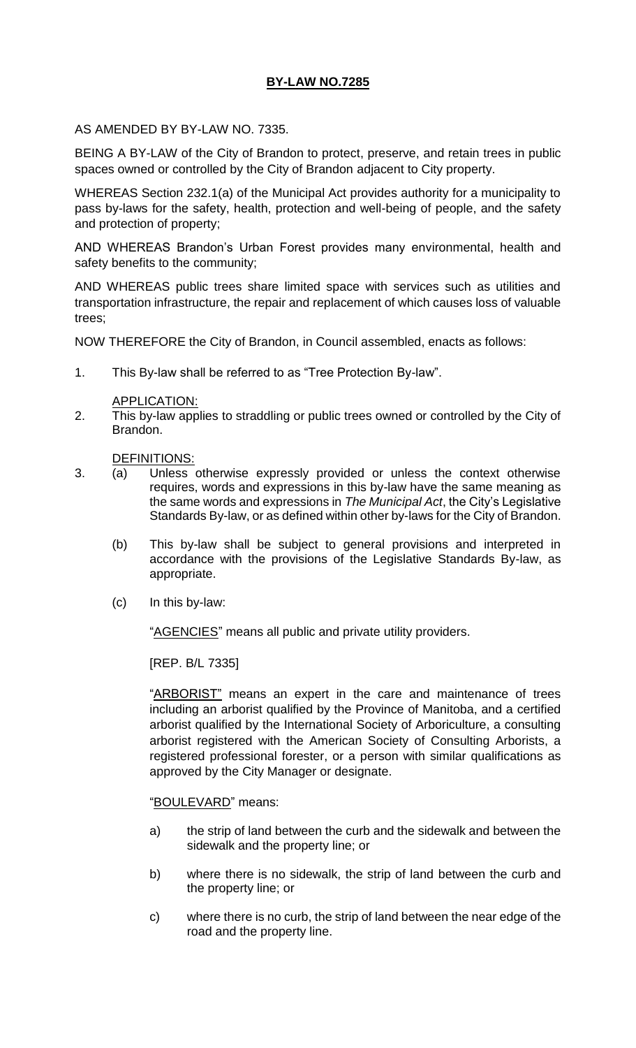# BY-LAW NO.7285

AS AMENDED BY BY-LAW NO. 7335.

BEING A BY-LAW of the City of Brandon to protect, preserve, and retain trees in public spaces owned or controlled by the City of Brandon adjacent to City property.

WHEREAS Section 232.1(a) of the Municipal Act provides authority for a municipality to pass by-laws for the safety, health, protection and well-being of people, and the safety and protection of property;

AND WHEREAS Brandon's Urban Forest provides many environmental, health and safety benefits to the community;

AND WHEREAS public trees share limited space with services such as utilities and transportation infrastructure, the repair and replacement of which causes loss of valuable trees;

NOW THEREFORE the City of Brandon, in Council assembled, enacts as follows:

1. This By-law shall be referred to as "Tree Protection By-law".

APPLICATION:

2. This by-law applies to straddling or public trees owned or controlled by the City of Brandon.

DEFINITIONS:

3. (a) Unless otherwise expressly provided or unless the context otherwise requires, words and expressions in this by-law have the same meaning as the same words and expressions in *The Municipal Act*, the City's Legislative Standards By-law, or as defined within other by-laws for the City of Brandon.

   (b) This by-law shall be subject to general provisions and interpreted in accordance with the provisions of the Legislative Standards By-law, as appropriate.

   (c) In this by-law:

   "AGENCIES" means all public and private utility providers.

   [REP. B/L 7335]

   "ARBORIST" means an expert in the care and maintenance of trees including an arborist qualified by the Province of Manitoba, and a certified arborist qualified by the International Society of Arboriculture, a consulting arborist registered with the American Society of Consulting Arborists, a registered professional forester, or a person with similar qualifications as approved by the City Manager or designate.

   "BOULEVARD" means:

   a) the strip of land between the curb and the sidewalk and between the sidewalk and the property line; or

   b) where there is no sidewalk, the strip of land between the curb and the property line; or

   c) where there is no curb, the strip of land between the near edge of the road and the property line.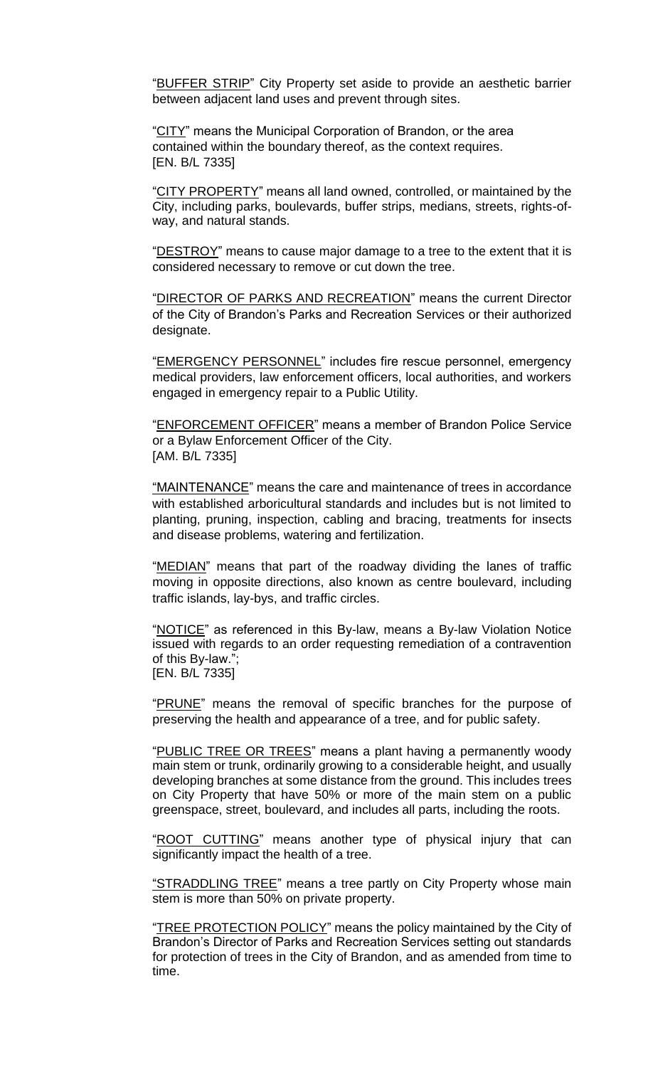"BUFFER STRIP" City Property set aside to provide an aesthetic barrier between adjacent land uses and prevent through sites.

"CITY" means the Municipal Corporation of Brandon, or the area contained within the boundary thereof, as the context requires.
[EN. B/L 7335]

"CITY PROPERTY" means all land owned, controlled, or maintained by the City, including parks, boulevards, buffer strips, medians, streets, rights-of-way, and natural stands.

"DESTROY" means to cause major damage to a tree to the extent that it is considered necessary to remove or cut down the tree.

"DIRECTOR OF PARKS AND RECREATION" means the current Director of the City of Brandon's Parks and Recreation Services or their authorized designate.

"EMERGENCY PERSONNEL" includes fire rescue personnel, emergency medical providers, law enforcement officers, local authorities, and workers engaged in emergency repair to a Public Utility.

"ENFORCEMENT OFFICER" means a member of Brandon Police Service or a Bylaw Enforcement Officer of the City.
[AM. B/L 7335]

"MAINTENANCE" means the care and maintenance of trees in accordance with established arboricultural standards and includes but is not limited to planting, pruning, inspection, cabling and bracing, treatments for insects and disease problems, watering and fertilization.

"MEDIAN" means that part of the roadway dividing the lanes of traffic moving in opposite directions, also known as centre boulevard, including traffic islands, lay-bys, and traffic circles.

"NOTICE" as referenced in this By-law, means a By-law Violation Notice issued with regards to an order requesting remediation of a contravention of this By-law.";
[EN. B/L 7335]

"PRUNE" means the removal of specific branches for the purpose of preserving the health and appearance of a tree, and for public safety.

"PUBLIC TREE OR TREES" means a plant having a permanently woody main stem or trunk, ordinarily growing to a considerable height, and usually developing branches at some distance from the ground. This includes trees on City Property that have 50% or more of the main stem on a public greenspace, street, boulevard, and includes all parts, including the roots.

"ROOT CUTTING" means another type of physical injury that can significantly impact the health of a tree.

"STRADDLING TREE" means a tree partly on City Property whose main stem is more than 50% on private property.

"TREE PROTECTION POLICY" means the policy maintained by the City of Brandon's Director of Parks and Recreation Services setting out standards for protection of trees in the City of Brandon, and as amended from time to time.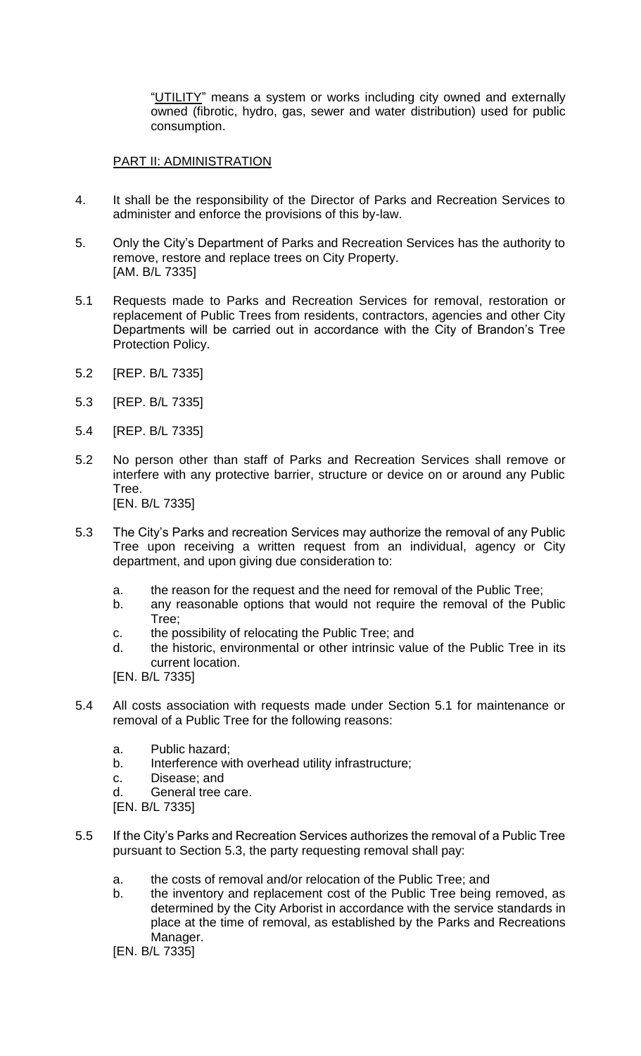"UTILITY" means a system or works including city owned and externally owned (fibrotic, hydro, gas, sewer and water distribution) used for public consumption.

## PART II: ADMINISTRATION

4. It shall be the responsibility of the Director of Parks and Recreation Services to administer and enforce the provisions of this by-law.

5. Only the City's Department of Parks and Recreation Services has the authority to remove, restore and replace trees on City Property.
[AM. B/L 7335]

5.1 Requests made to Parks and Recreation Services for removal, restoration or replacement of Public Trees from residents, contractors, agencies and other City Departments will be carried out in accordance with the City of Brandon's Tree Protection Policy.

5.2 [REP. B/L 7335]

5.3 [REP. B/L 7335]

5.4 [REP. B/L 7335]

5.2 No person other than staff of Parks and Recreation Services shall remove or interfere with any protective barrier, structure or device on or around any Public Tree.
[EN. B/L 7335]

5.3 The City's Parks and recreation Services may authorize the removal of any Public Tree upon receiving a written request from an individual, agency or City department, and upon giving due consideration to:

  a. the reason for the request and the need for removal of the Public Tree;
  b. any reasonable options that would not require the removal of the Public Tree;
  c. the possibility of relocating the Public Tree; and
  d. the historic, environmental or other intrinsic value of the Public Tree in its current location.

  [EN. B/L 7335]

5.4 All costs association with requests made under Section 5.1 for maintenance or removal of a Public Tree for the following reasons:

  a. Public hazard;
  b. Interference with overhead utility infrastructure;
  c. Disease; and
  d. General tree care.

  [EN. B/L 7335]

5.5 If the City's Parks and Recreation Services authorizes the removal of a Public Tree pursuant to Section 5.3, the party requesting removal shall pay:

  a. the costs of removal and/or relocation of the Public Tree; and
  b. the inventory and replacement cost of the Public Tree being removed, as determined by the City Arborist in accordance with the service standards in place at the time of removal, as established by the Parks and Recreations Manager.

  [EN. B/L 7335]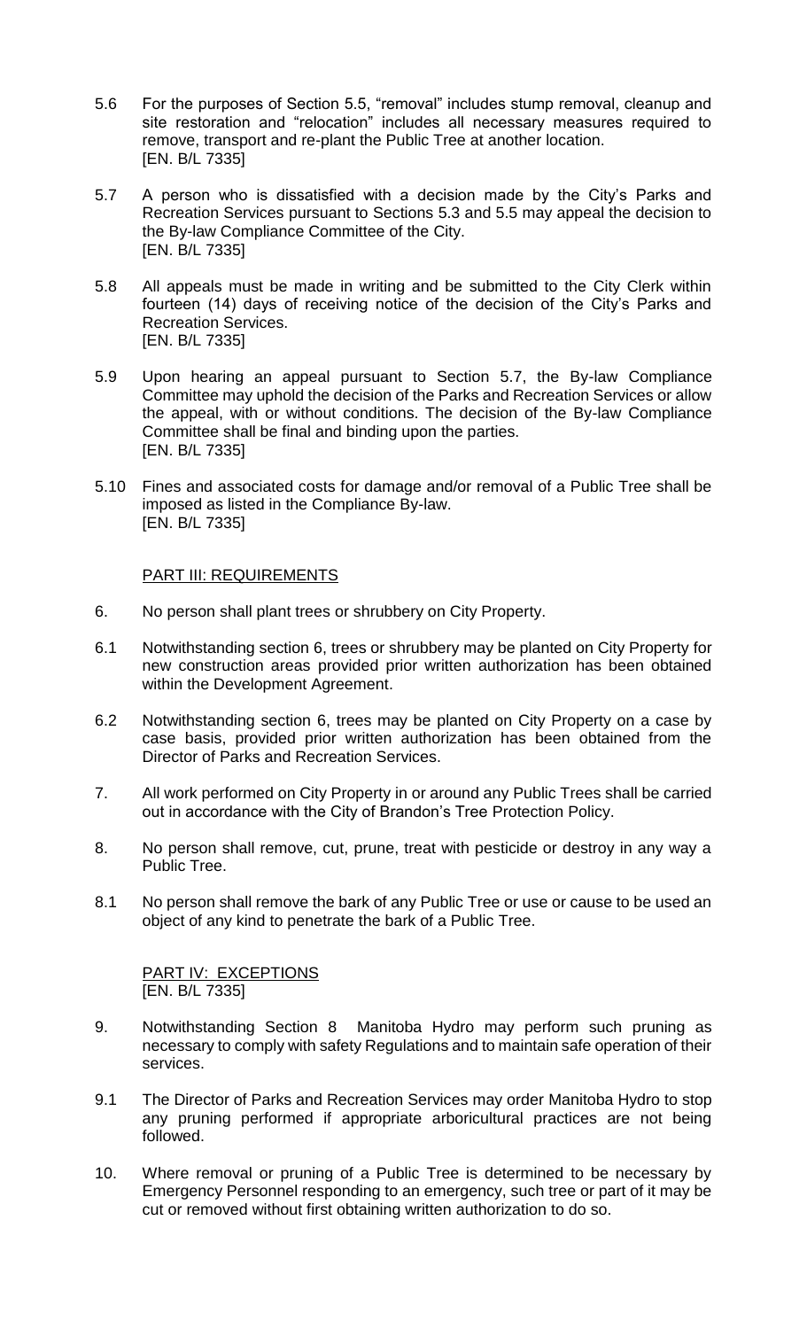5.6 For the purposes of Section 5.5, "removal" includes stump removal, cleanup and site restoration and "relocation" includes all necessary measures required to remove, transport and re-plant the Public Tree at another location.
[EN. B/L 7335]

5.7 A person who is dissatisfied with a decision made by the City's Parks and Recreation Services pursuant to Sections 5.3 and 5.5 may appeal the decision to the By-law Compliance Committee of the City.
[EN. B/L 7335]

5.8 All appeals must be made in writing and be submitted to the City Clerk within fourteen (14) days of receiving notice of the decision of the City's Parks and Recreation Services.
[EN. B/L 7335]

5.9 Upon hearing an appeal pursuant to Section 5.7, the By-law Compliance Committee may uphold the decision of the Parks and Recreation Services or allow the appeal, with or without conditions. The decision of the By-law Compliance Committee shall be final and binding upon the parties.
[EN. B/L 7335]

5.10 Fines and associated costs for damage and/or removal of a Public Tree shall be imposed as listed in the Compliance By-law.
[EN. B/L 7335]

## PART III: REQUIREMENTS

6. No person shall plant trees or shrubbery on City Property.

6.1 Notwithstanding section 6, trees or shrubbery may be planted on City Property for new construction areas provided prior written authorization has been obtained within the Development Agreement.

6.2 Notwithstanding section 6, trees may be planted on City Property on a case by case basis, provided prior written authorization has been obtained from the Director of Parks and Recreation Services.

7. All work performed on City Property in or around any Public Trees shall be carried out in accordance with the City of Brandon's Tree Protection Policy.

8. No person shall remove, cut, prune, treat with pesticide or destroy in any way a Public Tree.

8.1 No person shall remove the bark of any Public Tree or use or cause to be used an object of any kind to penetrate the bark of a Public Tree.

## PART IV: EXCEPTIONS
[EN. B/L 7335]

9. Notwithstanding Section 8 Manitoba Hydro may perform such pruning as necessary to comply with safety Regulations and to maintain safe operation of their services.

9.1 The Director of Parks and Recreation Services may order Manitoba Hydro to stop any pruning performed if appropriate arboricultural practices are not being followed.

10. Where removal or pruning of a Public Tree is determined to be necessary by Emergency Personnel responding to an emergency, such tree or part of it may be cut or removed without first obtaining written authorization to do so.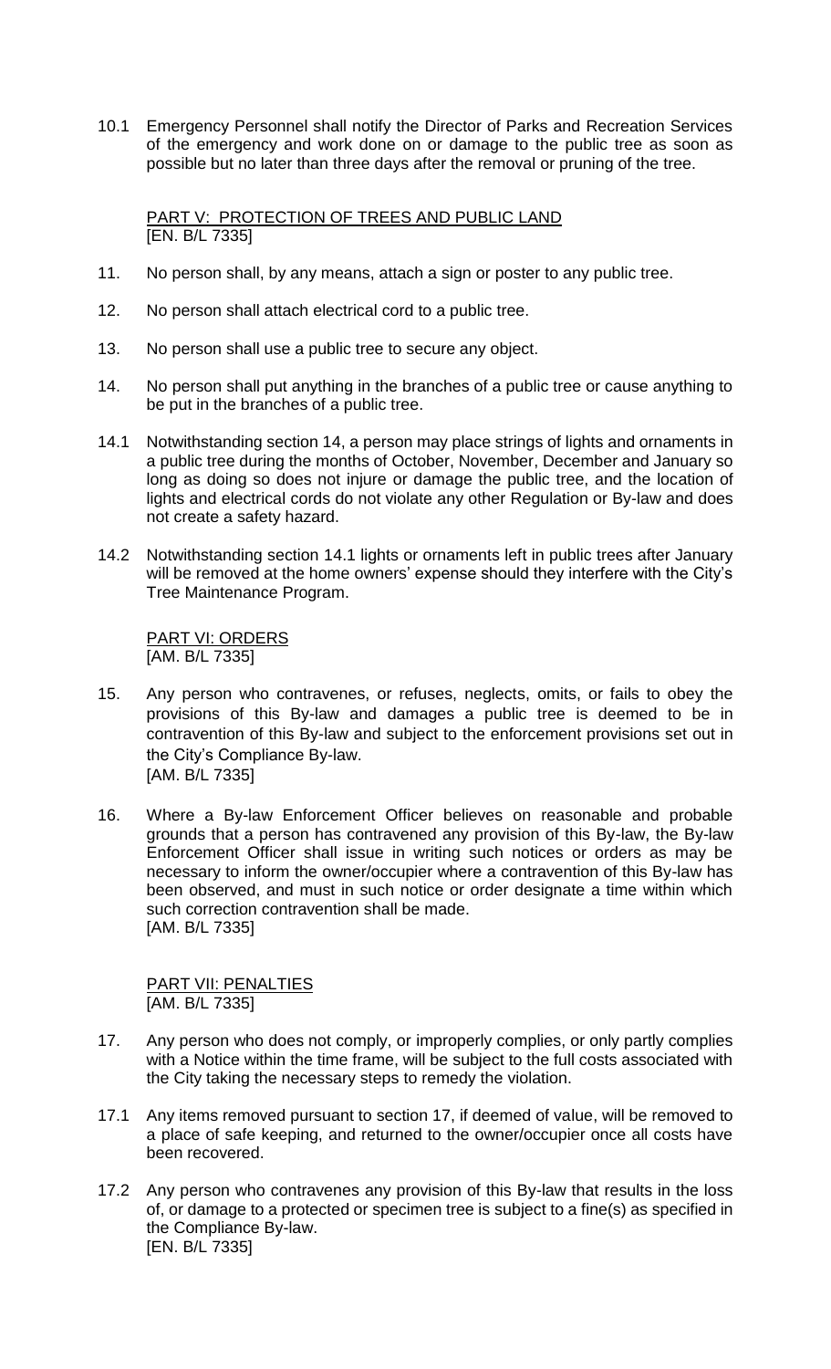10.1 Emergency Personnel shall notify the Director of Parks and Recreation Services of the emergency and work done on or damage to the public tree as soon as possible but no later than three days after the removal or pruning of the tree.

## PART V: PROTECTION OF TREES AND PUBLIC LAND
[EN. B/L 7335]

11. No person shall, by any means, attach a sign or poster to any public tree.

12. No person shall attach electrical cord to a public tree.

13. No person shall use a public tree to secure any object.

14. No person shall put anything in the branches of a public tree or cause anything to be put in the branches of a public tree.

14.1 Notwithstanding section 14, a person may place strings of lights and ornaments in a public tree during the months of October, November, December and January so long as doing so does not injure or damage the public tree, and the location of lights and electrical cords do not violate any other Regulation or By-law and does not create a safety hazard.

14.2 Notwithstanding section 14.1 lights or ornaments left in public trees after January will be removed at the home owners' expense should they interfere with the City's Tree Maintenance Program.

## PART VI: ORDERS
[AM. B/L 7335]

15. Any person who contravenes, or refuses, neglects, omits, or fails to obey the provisions of this By-law and damages a public tree is deemed to be in contravention of this By-law and subject to the enforcement provisions set out in the City's Compliance By-law.
[AM. B/L 7335]

16. Where a By-law Enforcement Officer believes on reasonable and probable grounds that a person has contravened any provision of this By-law, the By-law Enforcement Officer shall issue in writing such notices or orders as may be necessary to inform the owner/occupier where a contravention of this By-law has been observed, and must in such notice or order designate a time within which such correction contravention shall be made.
[AM. B/L 7335]

## PART VII: PENALTIES
[AM. B/L 7335]

17. Any person who does not comply, or improperly complies, or only partly complies with a Notice within the time frame, will be subject to the full costs associated with the City taking the necessary steps to remedy the violation.

17.1 Any items removed pursuant to section 17, if deemed of value, will be removed to a place of safe keeping, and returned to the owner/occupier once all costs have been recovered.

17.2 Any person who contravenes any provision of this By-law that results in the loss of, or damage to a protected or specimen tree is subject to a fine(s) as specified in the Compliance By-law.
[EN. B/L 7335]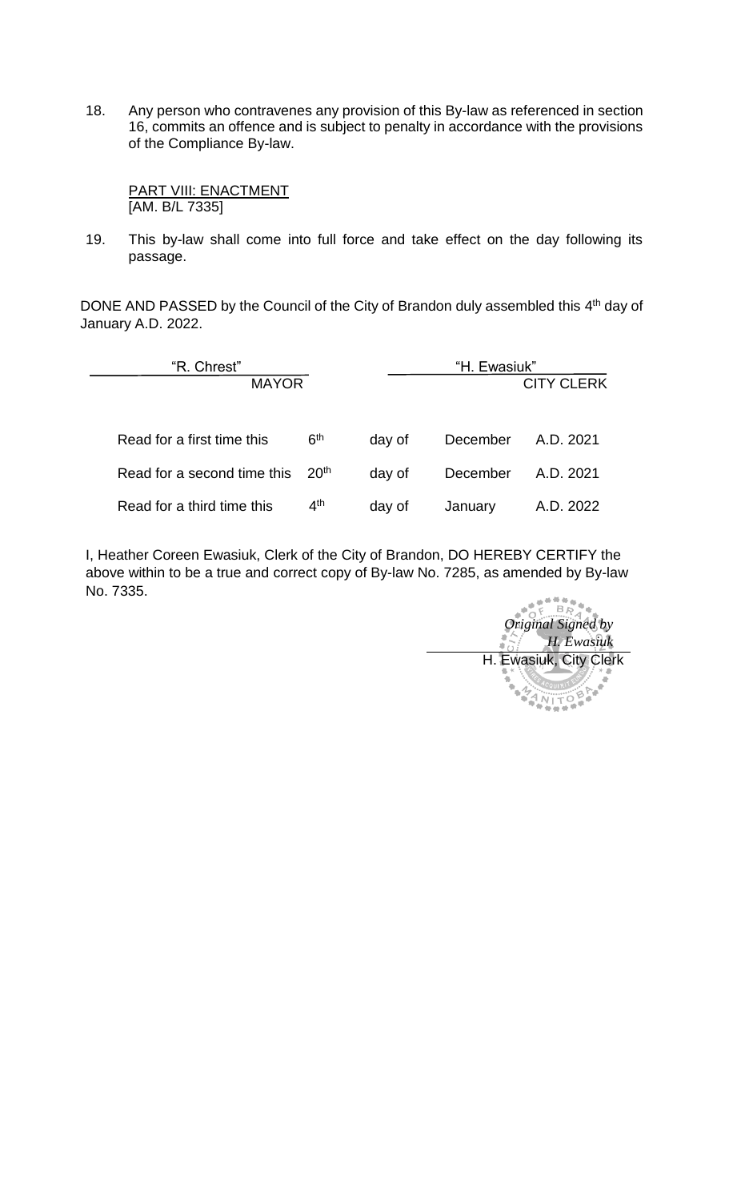18. Any person who contravenes any provision of this By-law as referenced in section 16, commits an offence and is subject to penalty in accordance with the provisions of the Compliance By-law.

PART VIII: ENACTMENT
[AM. B/L 7335]

19. This by-law shall come into full force and take effect on the day following its passage.

DONE AND PASSED by the Council of the City of Brandon duly assembled this 4th day of January A.D. 2022.

| "R. Chrest" | "H. Ewasiuk" |
| --- | --- |
| MAYOR | CITY CLERK |

| | | | | |
| --- | --- | --- | --- | --- |
| Read for a first time this | 6th | day of | December | A.D. 2021 |
| Read for a second time this | 20th | day of | December | A.D. 2021 |
| Read for a third time this | 4th | day of | January | A.D. 2022 |

I, Heather Coreen Ewasiuk, Clerk of the City of Brandon, DO HEREBY CERTIFY the above within to be a true and correct copy of By-law No. 7285, as amended by By-law No. 7335.

*Original Signed by*
*H. Ewasiuk*
H. Ewasiuk, City Clerk